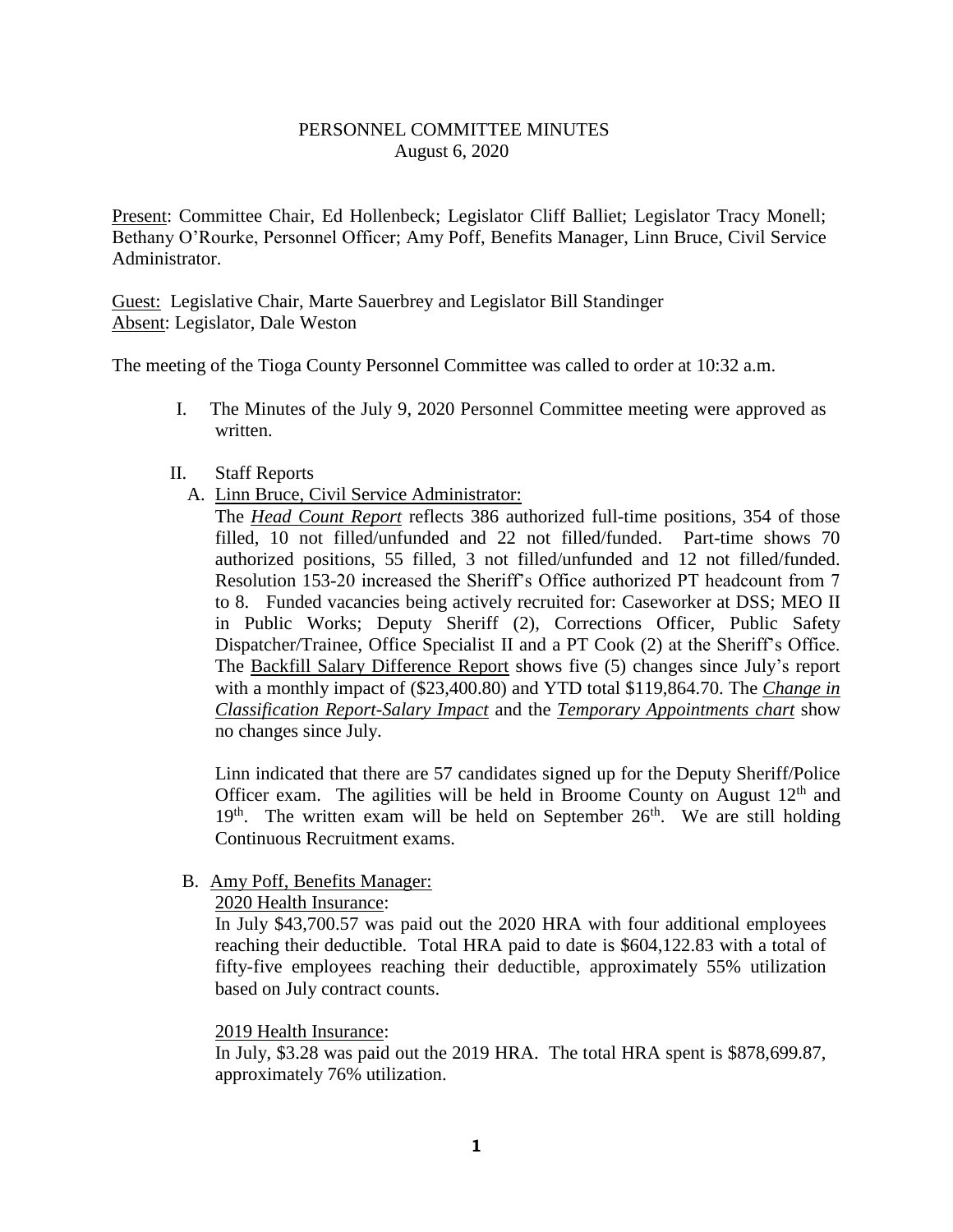# PERSONNEL COMMITTEE MINUTES

August 6, 2020

Present: Committee Chair, Ed Hollenbeck; Legislator Cliff Balliet; Legislator Tracy Monell; Bethany O'Rourke, Personnel Officer; Amy Poff, Benefits Manager, Linn Bruce, Civil Service Administrator.

Guest: Legislative Chair, Marte Sauerbrey and Legislator Bill Standinger
Absent: Legislator, Dale Weston

The meeting of the Tioga County Personnel Committee was called to order at 10:32 a.m.

I. The Minutes of the July 9, 2020 Personnel Committee meeting were approved as written.

II. Staff Reports

A. Linn Bruce, Civil Service Administrator:

The ***Head Count Report*** reflects 386 authorized full-time positions, 354 of those filled, 10 not filled/unfunded and 22 not filled/funded. Part-time shows 70 authorized positions, 55 filled, 3 not filled/unfunded and 12 not filled/funded. Resolution 153-20 increased the Sheriff's Office authorized PT headcount from 7 to 8. Funded vacancies being actively recruited for: Caseworker at DSS; MEO II in Public Works; Deputy Sheriff (2), Corrections Officer, Public Safety Dispatcher/Trainee, Office Specialist II and a PT Cook (2) at the Sheriff's Office. The Backfill Salary Difference Report shows five (5) changes since July's report with a monthly impact of (\$23,400.80) and YTD total \$119,864.70. The ***Change in Classification Report-Salary Impact*** and the ***Temporary Appointments chart*** show no changes since July.

Linn indicated that there are 57 candidates signed up for the Deputy Sheriff/Police Officer exam. The agilities will be held in Broome County on August 12th and 19th. The written exam will be held on September 26th. We are still holding Continuous Recruitment exams.

B. Amy Poff, Benefits Manager:

2020 Health Insurance:

In July \$43,700.57 was paid out the 2020 HRA with four additional employees reaching their deductible. Total HRA paid to date is \$604,122.83 with a total of fifty-five employees reaching their deductible, approximately 55% utilization based on July contract counts.

2019 Health Insurance:

In July, \$3.28 was paid out the 2019 HRA. The total HRA spent is \$878,699.87, approximately 76% utilization.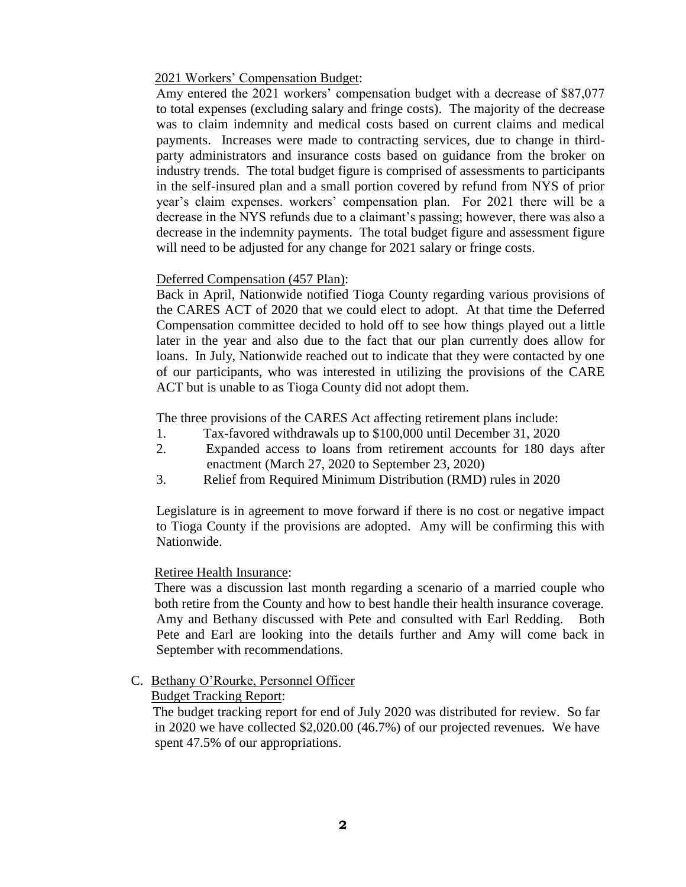2021 Workers' Compensation Budget:

Amy entered the 2021 workers' compensation budget with a decrease of $87,077 to total expenses (excluding salary and fringe costs). The majority of the decrease was to claim indemnity and medical costs based on current claims and medical payments. Increases were made to contracting services, due to change in third-party administrators and insurance costs based on guidance from the broker on industry trends. The total budget figure is comprised of assessments to participants in the self-insured plan and a small portion covered by refund from NYS of prior year's claim expenses. workers' compensation plan. For 2021 there will be a decrease in the NYS refunds due to a claimant's passing; however, there was also a decrease in the indemnity payments. The total budget figure and assessment figure will need to be adjusted for any change for 2021 salary or fringe costs.

Deferred Compensation (457 Plan):

Back in April, Nationwide notified Tioga County regarding various provisions of the CARES ACT of 2020 that we could elect to adopt. At that time the Deferred Compensation committee decided to hold off to see how things played out a little later in the year and also due to the fact that our plan currently does allow for loans. In July, Nationwide reached out to indicate that they were contacted by one of our participants, who was interested in utilizing the provisions of the CARE ACT but is unable to as Tioga County did not adopt them.

The three provisions of the CARES Act affecting retirement plans include:

1. Tax-favored withdrawals up to $100,000 until December 31, 2020
2. Expanded access to loans from retirement accounts for 180 days after enactment (March 27, 2020 to September 23, 2020)
3. Relief from Required Minimum Distribution (RMD) rules in 2020

Legislature is in agreement to move forward if there is no cost or negative impact to Tioga County if the provisions are adopted. Amy will be confirming this with Nationwide.

Retiree Health Insurance:

There was a discussion last month regarding a scenario of a married couple who both retire from the County and how to best handle their health insurance coverage. Amy and Bethany discussed with Pete and consulted with Earl Redding. Both Pete and Earl are looking into the details further and Amy will come back in September with recommendations.

C. Bethany O'Rourke, Personnel Officer

Budget Tracking Report:

The budget tracking report for end of July 2020 was distributed for review. So far in 2020 we have collected $2,020.00 (46.7%) of our projected revenues. We have spent 47.5% of our appropriations.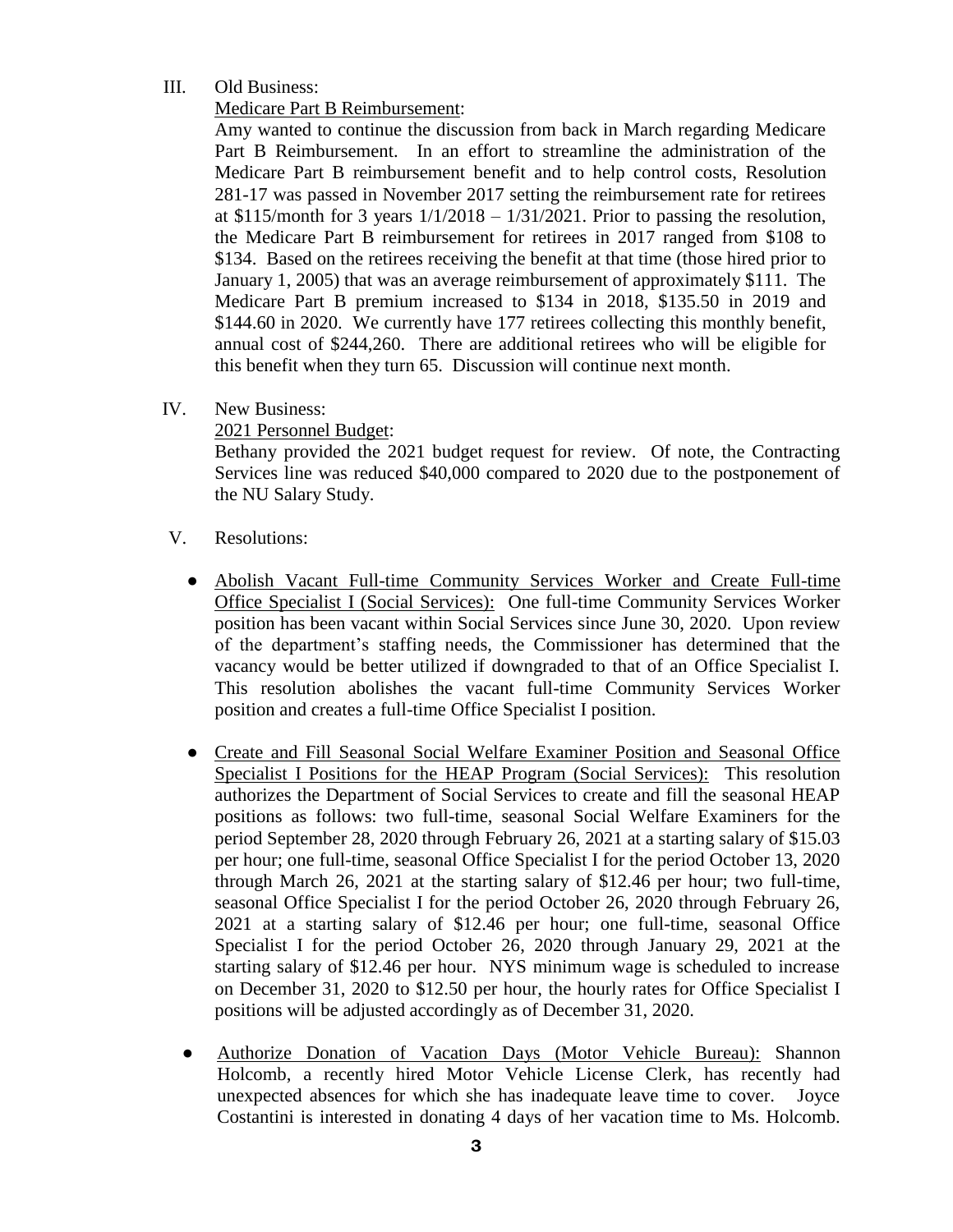III. Old Business:

<u>Medicare Part B Reimbursement</u>:

Amy wanted to continue the discussion from back in March regarding Medicare Part B Reimbursement. In an effort to streamline the administration of the Medicare Part B reimbursement benefit and to help control costs, Resolution 281-17 was passed in November 2017 setting the reimbursement rate for retirees at $115/month for 3 years 1/1/2018 – 1/31/2021. Prior to passing the resolution, the Medicare Part B reimbursement for retirees in 2017 ranged from $108 to $134. Based on the retirees receiving the benefit at that time (those hired prior to January 1, 2005) that was an average reimbursement of approximately $111. The Medicare Part B premium increased to $134 in 2018, $135.50 in 2019 and $144.60 in 2020. We currently have 177 retirees collecting this monthly benefit, annual cost of $244,260. There are additional retirees who will be eligible for this benefit when they turn 65. Discussion will continue next month.

IV. New Business:

<u>2021 Personnel Budget</u>:

Bethany provided the 2021 budget request for review. Of note, the Contracting Services line was reduced $40,000 compared to 2020 due to the postponement of the NU Salary Study.

V. Resolutions:

- <u>Abolish Vacant Full-time Community Services Worker and Create Full-time Office Specialist I (Social Services):</u> One full-time Community Services Worker position has been vacant within Social Services since June 30, 2020. Upon review of the department's staffing needs, the Commissioner has determined that the vacancy would be better utilized if downgraded to that of an Office Specialist I. This resolution abolishes the vacant full-time Community Services Worker position and creates a full-time Office Specialist I position.

- <u>Create and Fill Seasonal Social Welfare Examiner Position and Seasonal Office Specialist I Positions for the HEAP Program (Social Services):</u> This resolution authorizes the Department of Social Services to create and fill the seasonal HEAP positions as follows: two full-time, seasonal Social Welfare Examiners for the period September 28, 2020 through February 26, 2021 at a starting salary of $15.03 per hour; one full-time, seasonal Office Specialist I for the period October 13, 2020 through March 26, 2021 at the starting salary of $12.46 per hour; two full-time, seasonal Office Specialist I for the period October 26, 2020 through February 26, 2021 at a starting salary of $12.46 per hour; one full-time, seasonal Office Specialist I for the period October 26, 2020 through January 29, 2021 at the starting salary of $12.46 per hour. NYS minimum wage is scheduled to increase on December 31, 2020 to $12.50 per hour, the hourly rates for Office Specialist I positions will be adjusted accordingly as of December 31, 2020.

- <u>Authorize Donation of Vacation Days (Motor Vehicle Bureau):</u> Shannon Holcomb, a recently hired Motor Vehicle License Clerk, has recently had unexpected absences for which she has inadequate leave time to cover. Joyce Costantini is interested in donating 4 days of her vacation time to Ms. Holcomb.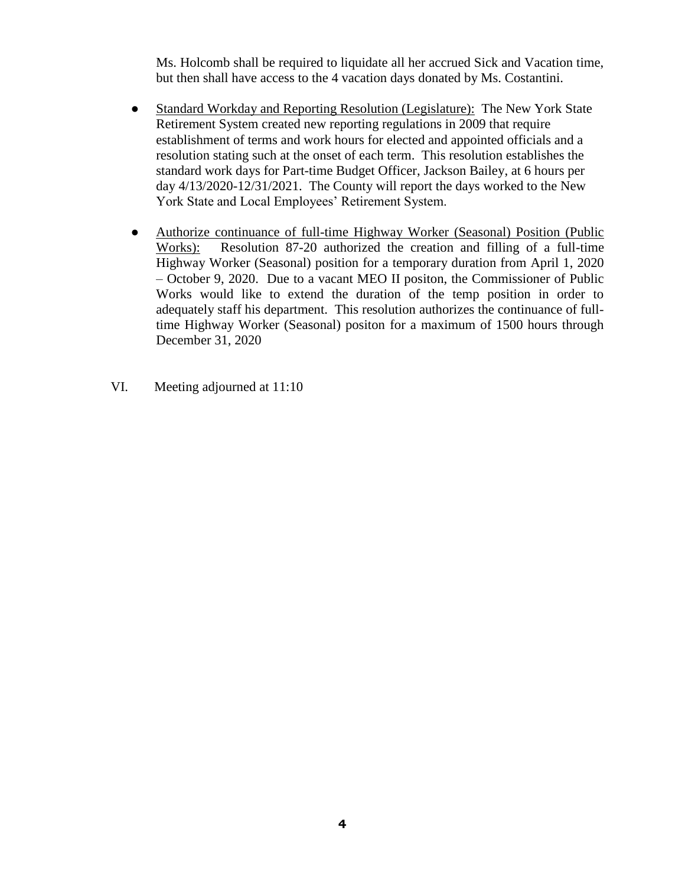Ms. Holcomb shall be required to liquidate all her accrued Sick and Vacation time, but then shall have access to the 4 vacation days donated by Ms. Costantini.

- Standard Workday and Reporting Resolution (Legislature): The New York State Retirement System created new reporting regulations in 2009 that require establishment of terms and work hours for elected and appointed officials and a resolution stating such at the onset of each term. This resolution establishes the standard work days for Part-time Budget Officer, Jackson Bailey, at 6 hours per day 4/13/2020-12/31/2021. The County will report the days worked to the New York State and Local Employees' Retirement System.

- Authorize continuance of full-time Highway Worker (Seasonal) Position (Public Works): Resolution 87-20 authorized the creation and filling of a full-time Highway Worker (Seasonal) position for a temporary duration from April 1, 2020 – October 9, 2020. Due to a vacant MEO II positon, the Commissioner of Public Works would like to extend the duration of the temp position in order to adequately staff his department. This resolution authorizes the continuance of full-time Highway Worker (Seasonal) positon for a maximum of 1500 hours through December 31, 2020

VI. Meeting adjourned at 11:10